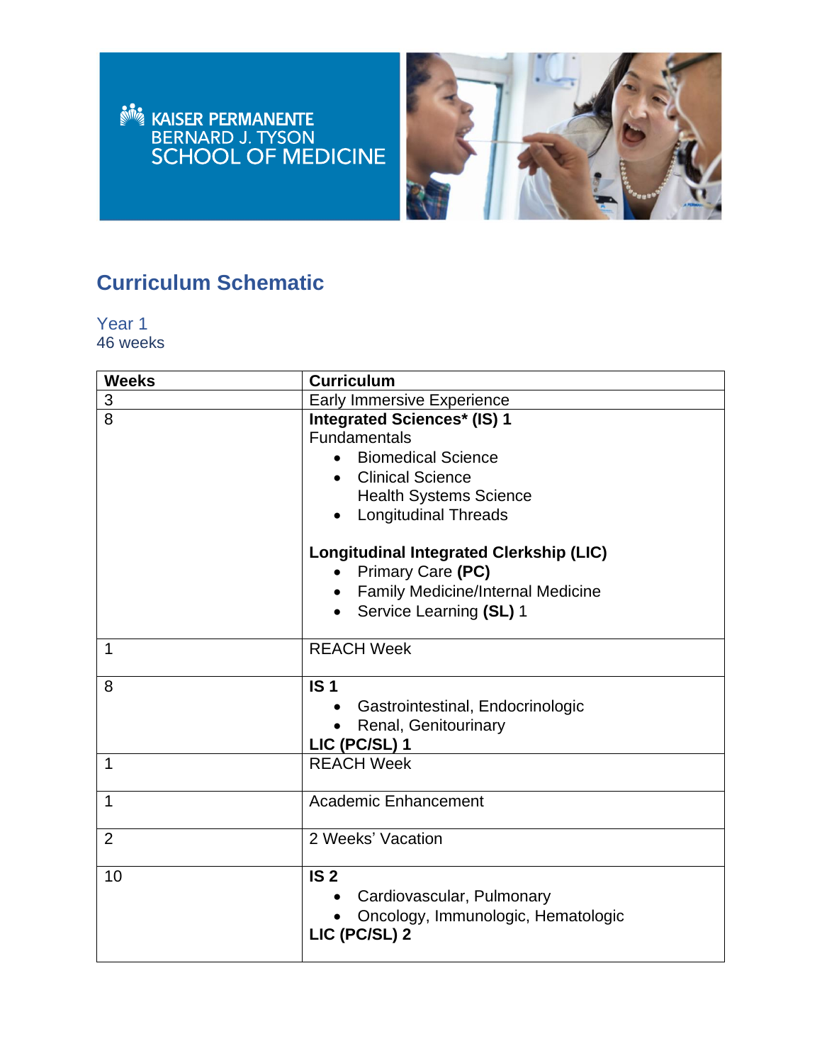KAISER PERMANENTE
BERNARD J. TYSON
SCHOOL OF MEDICINE

# Curriculum Schematic

## Year 1
46 weeks

| Weeks | Curriculum |
|---|---|
| 3 | Early Immersive Experience |
| 8 | **Integrated Sciences\* (IS) 1**<br>Fundamentals<br>• Biomedical Science<br>• Clinical Science<br>Health Systems Science<br>• Longitudinal Threads<br><br>**Longitudinal Integrated Clerkship (LIC)**<br>• Primary Care **(PC)**<br>• Family Medicine/Internal Medicine<br>• Service Learning **(SL)** 1 |
| 1 | REACH Week |
| 8 | **IS 1**<br>• Gastrointestinal, Endocrinologic<br>• Renal, Genitourinary<br>**LIC (PC/SL) 1** |
| 1 | REACH Week |
| 1 | Academic Enhancement |
| 2 | 2 Weeks' Vacation |
| 10 | **IS 2**<br>• Cardiovascular, Pulmonary<br>• Oncology, Immunologic, Hematologic<br>**LIC (PC/SL) 2** |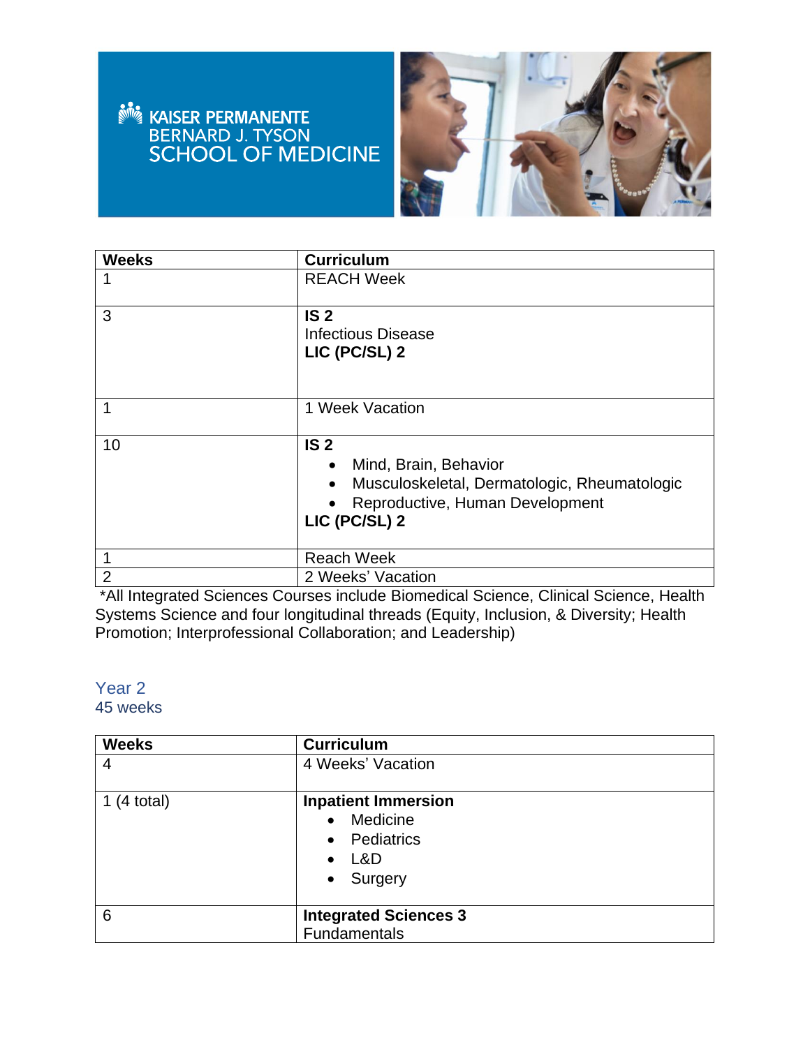KAISER PERMANENTE BERNARD J. TYSON SCHOOL OF MEDICINE

| Weeks | Curriculum |
|---|---|
| 1 | REACH Week |
| 3 | **IS 2**<br>Infectious Disease<br>**LIC (PC/SL) 2** |
| 1 | 1 Week Vacation |
| 10 | **IS 2**<br>• Mind, Brain, Behavior<br>• Musculoskeletal, Dermatologic, Rheumatologic<br>• Reproductive, Human Development<br>**LIC (PC/SL) 2** |
| 1 | Reach Week |
| 2 | 2 Weeks' Vacation |

*All Integrated Sciences Courses include Biomedical Science, Clinical Science, Health Systems Science and four longitudinal threads (Equity, Inclusion, & Diversity; Health Promotion; Interprofessional Collaboration; and Leadership)

## Year 2

45 weeks

| Weeks | Curriculum |
|---|---|
| 4 | 4 Weeks' Vacation |
| 1 (4 total) | **Inpatient Immersion**<br>• Medicine<br>• Pediatrics<br>• L&D<br>• Surgery |
| 6 | **Integrated Sciences 3**<br>Fundamentals |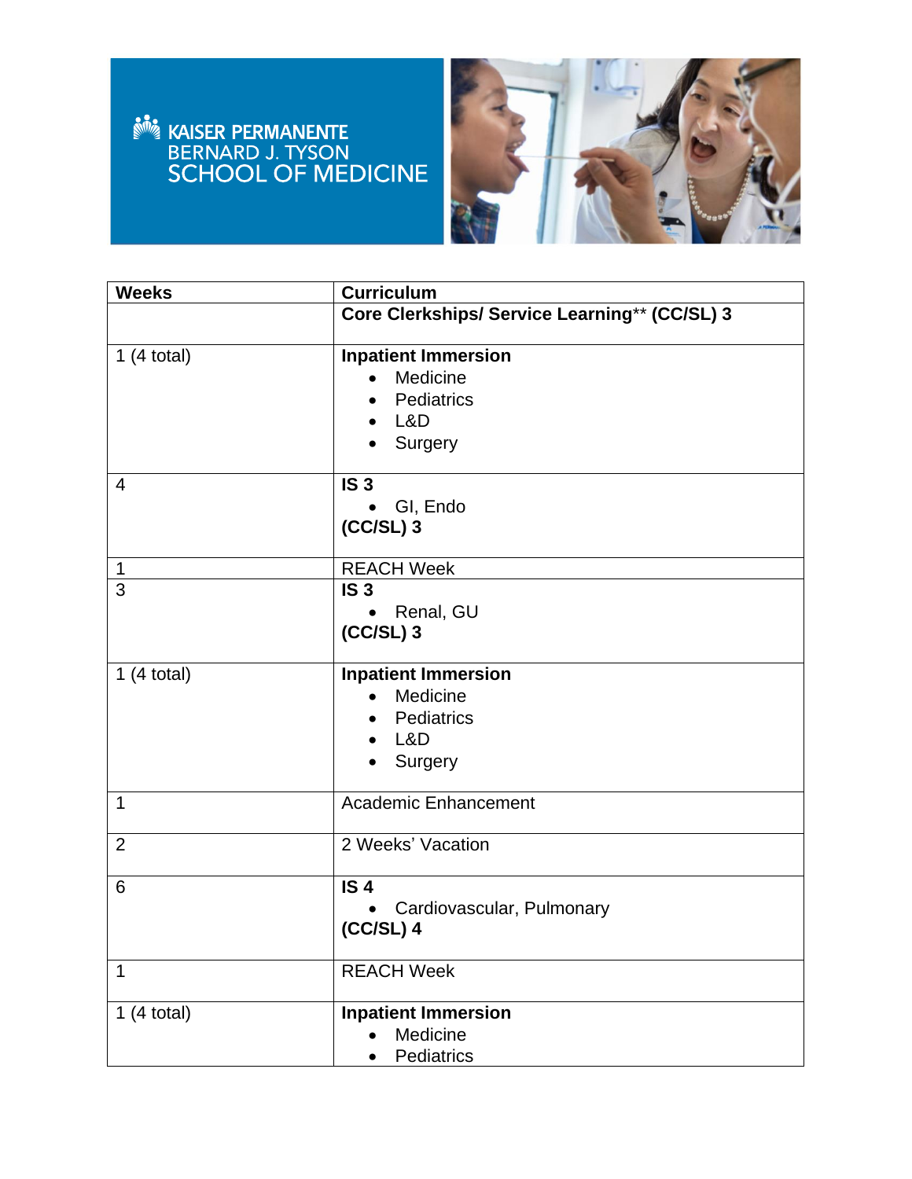| Weeks | Curriculum |
|---|---|
| | **Core Clerkships/ Service Learning**** (CC/SL) 3** |
| 1 (4 total) | **Inpatient Immersion**<br>• Medicine<br>• Pediatrics<br>• L&D<br>• Surgery |
| 4 | **IS 3**<br>• GI, Endo<br>**(CC/SL) 3** |
| 1 | REACH Week |
| 3 | **IS 3**<br>• Renal, GU<br>**(CC/SL) 3** |
| 1 (4 total) | **Inpatient Immersion**<br>• Medicine<br>• Pediatrics<br>• L&D<br>• Surgery |
| 1 | Academic Enhancement |
| 2 | 2 Weeks' Vacation |
| 6 | **IS 4**<br>• Cardiovascular, Pulmonary<br>**(CC/SL) 4** |
| 1 | REACH Week |
| 1 (4 total) | **Inpatient Immersion**<br>• Medicine<br>• Pediatrics |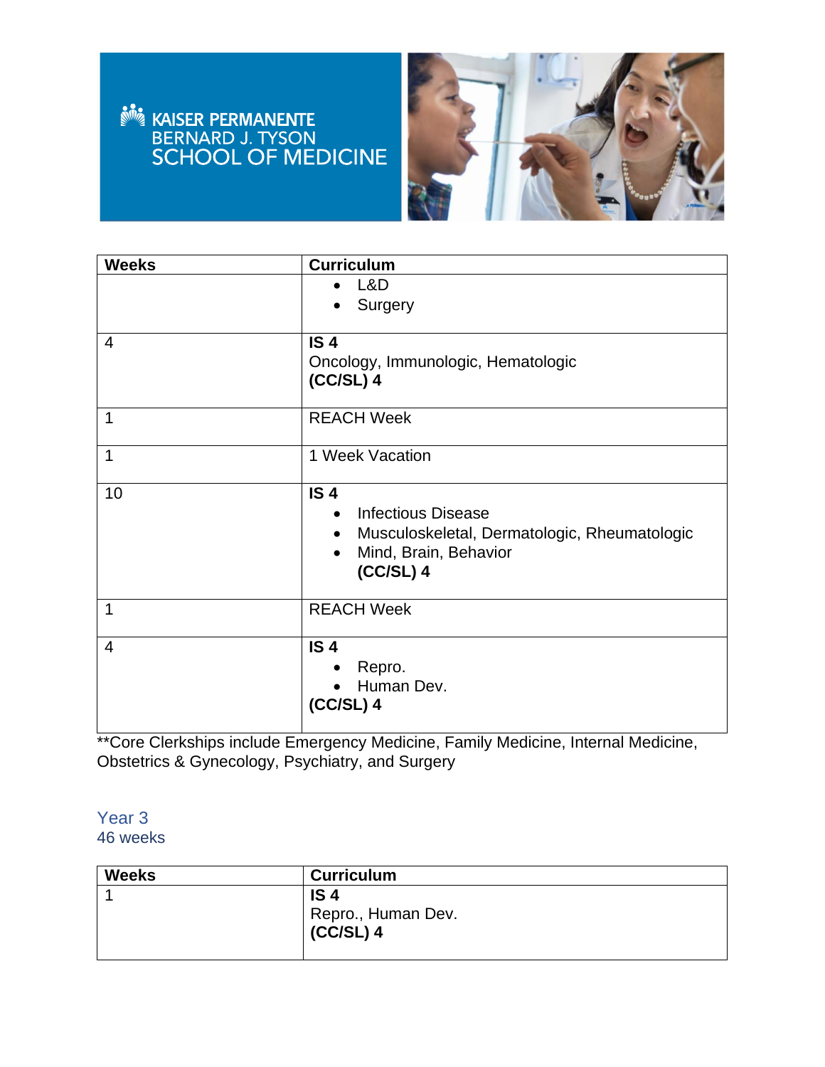| Weeks | Curriculum |
| --- | --- |
| | • L&D<br>• Surgery |
| 4 | **IS 4**<br>Oncology, Immunologic, Hematologic<br>**(CC/SL) 4** |
| 1 | REACH Week |
| 1 | 1 Week Vacation |
| 10 | **IS 4**<br>• Infectious Disease<br>• Musculoskeletal, Dermatologic, Rheumatologic<br>• Mind, Brain, Behavior<br>**(CC/SL) 4** |
| 1 | REACH Week |
| 4 | **IS 4**<br>• Repro.<br>• Human Dev.<br>**(CC/SL) 4** |

**Core Clerkships include Emergency Medicine, Family Medicine, Internal Medicine, Obstetrics & Gynecology, Psychiatry, and Surgery

## Year 3
46 weeks

| Weeks | Curriculum |
| --- | --- |
| 1 | **IS 4**<br>Repro., Human Dev.<br>**(CC/SL) 4** |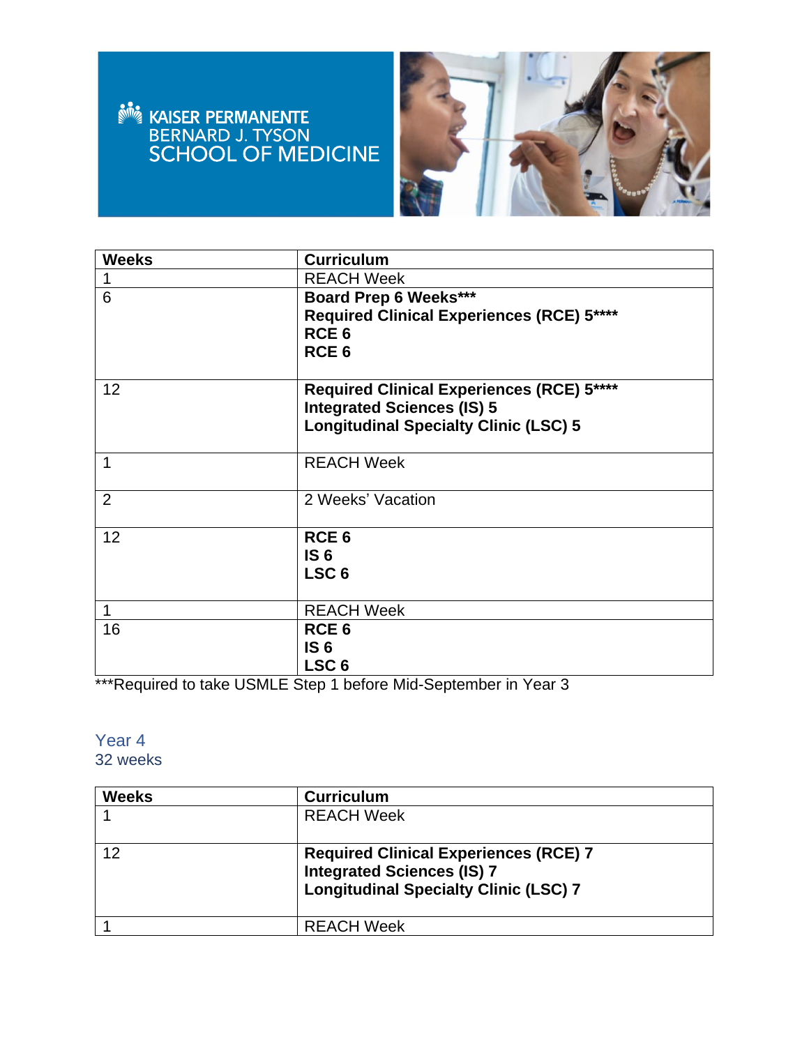| Weeks | Curriculum |
|---|---|
| 1 | REACH Week |
| 6 | **Board Prep 6 Weeks*****<br>**Required Clinical Experiences (RCE) 5******<br>**RCE 6**<br>**RCE 6** |
| 12 | **Required Clinical Experiences (RCE) 5******<br>**Integrated Sciences (IS) 5**<br>**Longitudinal Specialty Clinic (LSC) 5** |
| 1 | REACH Week |
| 2 | 2 Weeks' Vacation |
| 12 | **RCE 6**<br>**IS 6**<br>**LSC 6** |
| 1 | REACH Week |
| 16 | **RCE 6**<br>**IS 6**<br>**LSC 6** |

***Required to take USMLE Step 1 before Mid-September in Year 3

## Year 4

32 weeks

| Weeks | Curriculum |
|---|---|
| 1 | REACH Week |
| 12 | **Required Clinical Experiences (RCE) 7**<br>**Integrated Sciences (IS) 7**<br>**Longitudinal Specialty Clinic (LSC) 7** |
| 1 | REACH Week |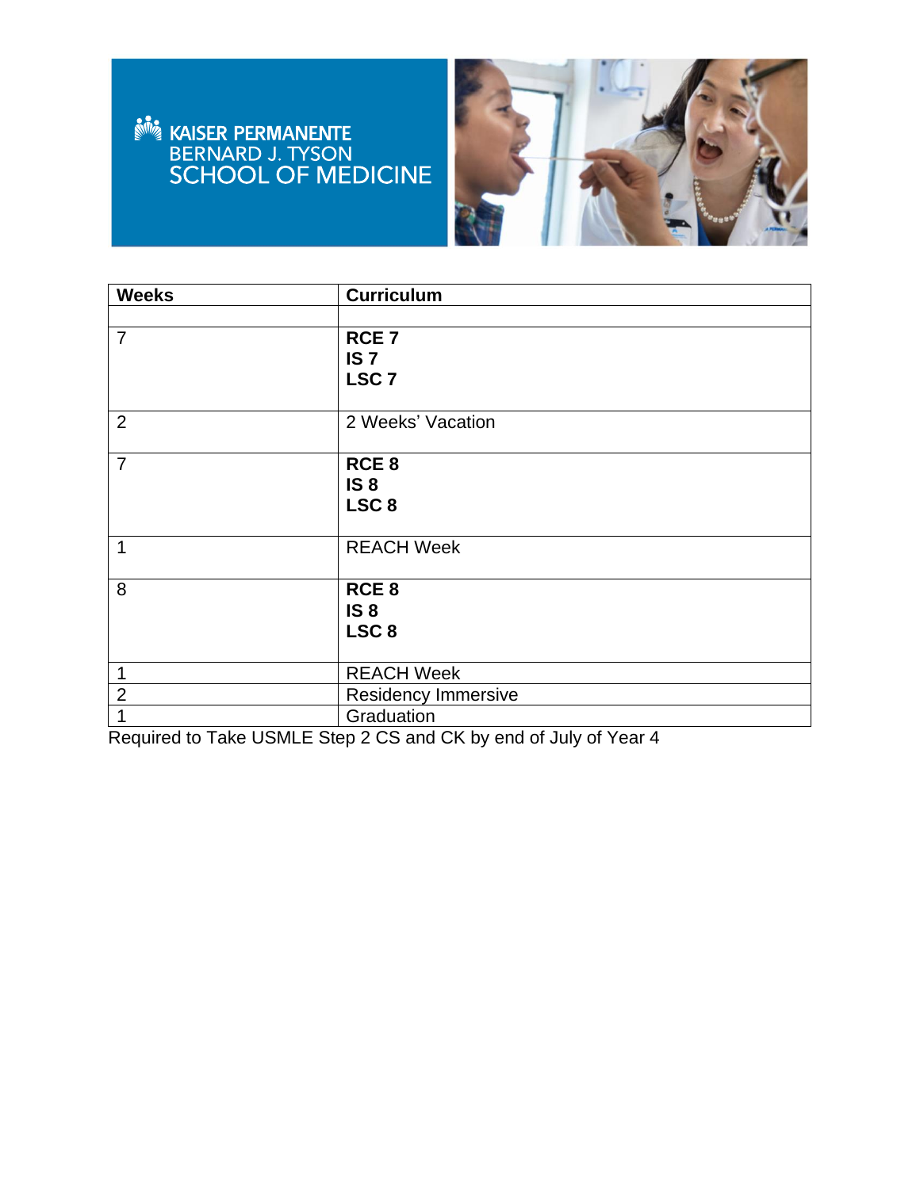KAISER PERMANENTE
BERNARD J. TYSON
SCHOOL OF MEDICINE

| Weeks | Curriculum |
|---|---|
| | |
| 7 | **RCE 7**<br>**IS 7**<br>**LSC 7** |
| 2 | 2 Weeks' Vacation |
| 7 | **RCE 8**<br>**IS 8**<br>**LSC 8** |
| 1 | REACH Week |
| 8 | **RCE 8**<br>**IS 8**<br>**LSC 8** |
| 1 | REACH Week |
| 2 | Residency Immersive |
| 1 | Graduation |

Required to Take USMLE Step 2 CS and CK by end of July of Year 4